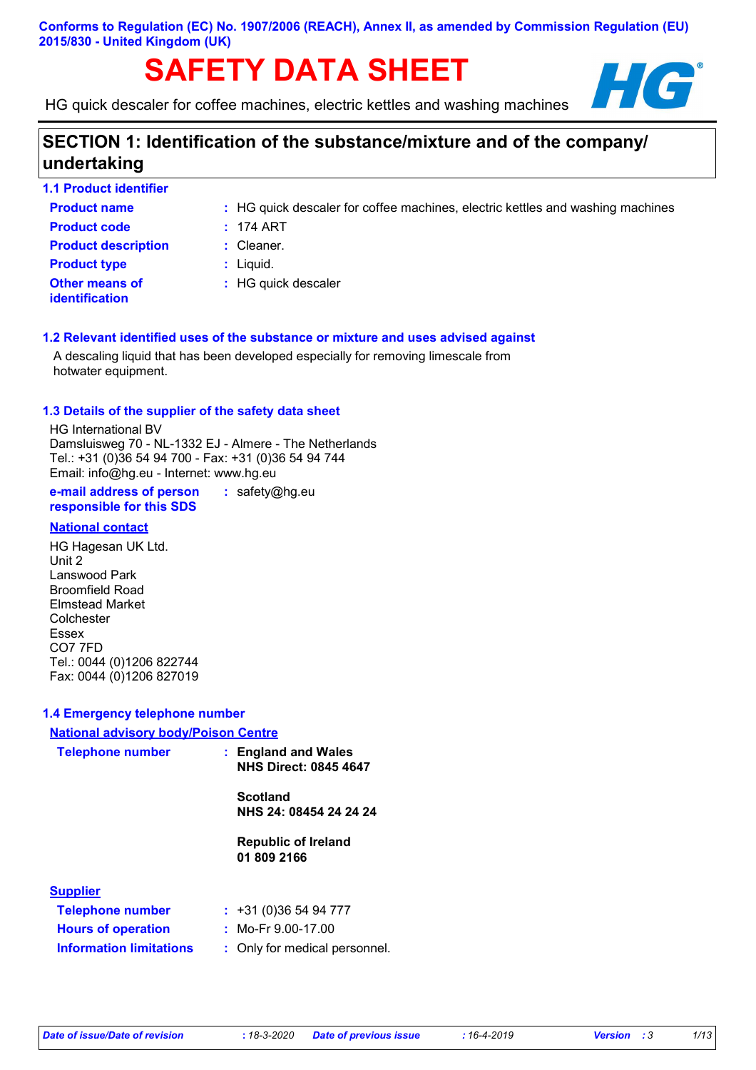**Conforms to Regulation (EC) No. 1907/2006 (REACH), Annex II, as amended by Commission Regulation (EU) 2015/830 - United Kingdom (UK)**

# SAFETY DATA SHEET

HG quick descaler for coffee machines, electric kettles and washing machines

## SECTION 1: Identification of the substance/mixture and of the company/undertaking

### 1.1 Product identifier

| | |
|---|---|
| **Product name** | : HG quick descaler for coffee machines, electric kettles and washing machines |
| **Product code** | : 174 ART |
| **Product description** | : Cleaner. |
| **Product type** | : Liquid. |
| **Other means of identification** | : HG quick descaler |

### 1.2 Relevant identified uses of the substance or mixture and uses advised against

A descaling liquid that has been developed especially for removing limescale from hotwater equipment.

### 1.3 Details of the supplier of the safety data sheet

HG International BV
Damsluisweg 70 - NL-1332 EJ - Almere - The Netherlands
Tel.: +31 (0)36 54 94 700 - Fax: +31 (0)36 54 94 744
Email: info@hg.eu - Internet: www.hg.eu

**e-mail address of person responsible for this SDS** : safety@hg.eu

**National contact**

HG Hagesan UK Ltd.
Unit 2
Lanswood Park
Broomfield Road
Elmstead Market
Colchester
Essex
CO7 7FD
Tel.: 0044 (0)1206 822744
Fax: 0044 (0)1206 827019

### 1.4 Emergency telephone number

**National advisory body/Poison Centre**

**Telephone number** :

**England and Wales**
**NHS Direct: 0845 4647**

**Scotland**
**NHS 24: 08454 24 24 24**

**Republic of Ireland**
**01 809 2166**

**Supplier**

| | |
|---|---|
| **Telephone number** | : +31 (0)36 54 94 777 |
| **Hours of operation** | : Mo-Fr 9.00-17.00 |
| **Information limitations** | : Only for medical personnel. |

*Date of issue/Date of revision* : 18-3-2020 *Date of previous issue* : 16-4-2019 *Version* : 3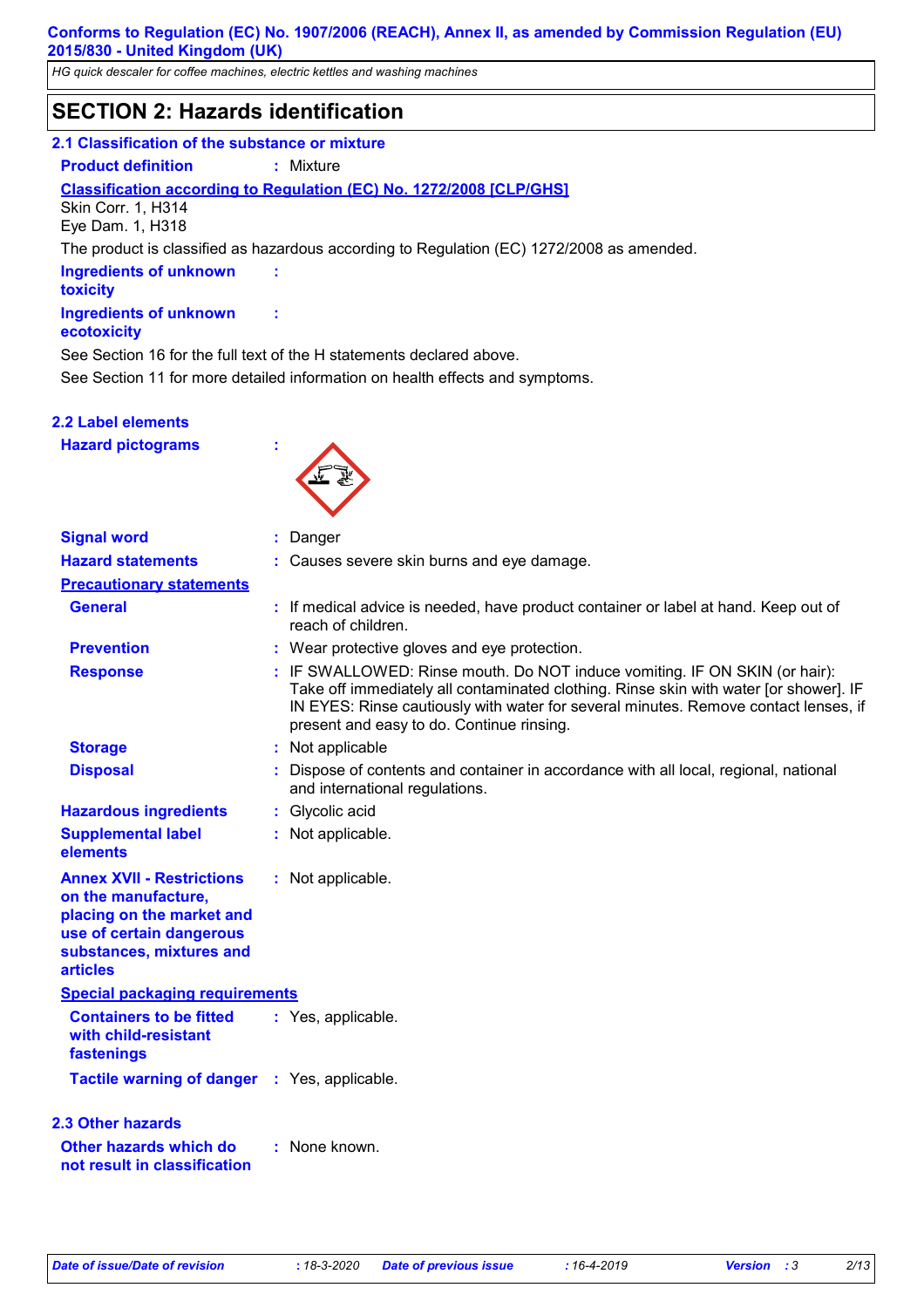## SECTION 2: Hazards identification

### 2.1 Classification of the substance or mixture

**Product definition** : Mixture

**Classification according to Regulation (EC) No. 1272/2008 [CLP/GHS]**

Skin Corr. 1, H314
Eye Dam. 1, H318

The product is classified as hazardous according to Regulation (EC) 1272/2008 as amended.

**Ingredients of unknown toxicity** :

**Ingredients of unknown ecotoxicity** :

See Section 16 for the full text of the H statements declared above.

See Section 11 for more detailed information on health effects and symptoms.

### 2.2 Label elements

**Hazard pictograms** :

**Signal word** : Danger

**Hazard statements** : Causes severe skin burns and eye damage.

**Precautionary statements**

**General** : If medical advice is needed, have product container or label at hand. Keep out of reach of children.

**Prevention** : Wear protective gloves and eye protection.

**Response** : IF SWALLOWED: Rinse mouth. Do NOT induce vomiting. IF ON SKIN (or hair): Take off immediately all contaminated clothing. Rinse skin with water [or shower]. IF IN EYES: Rinse cautiously with water for several minutes. Remove contact lenses, if present and easy to do. Continue rinsing.

**Storage** : Not applicable

**Disposal** : Dispose of contents and container in accordance with all local, regional, national and international regulations.

**Hazardous ingredients** : Glycolic acid

**Supplemental label elements** : Not applicable.

**Annex XVII - Restrictions on the manufacture, placing on the market and use of certain dangerous substances, mixtures and articles** : Not applicable.

**Special packaging requirements**

**Containers to be fitted with child-resistant fastenings** : Yes, applicable.

**Tactile warning of danger** : Yes, applicable.

### 2.3 Other hazards

**Other hazards which do not result in classification** : None known.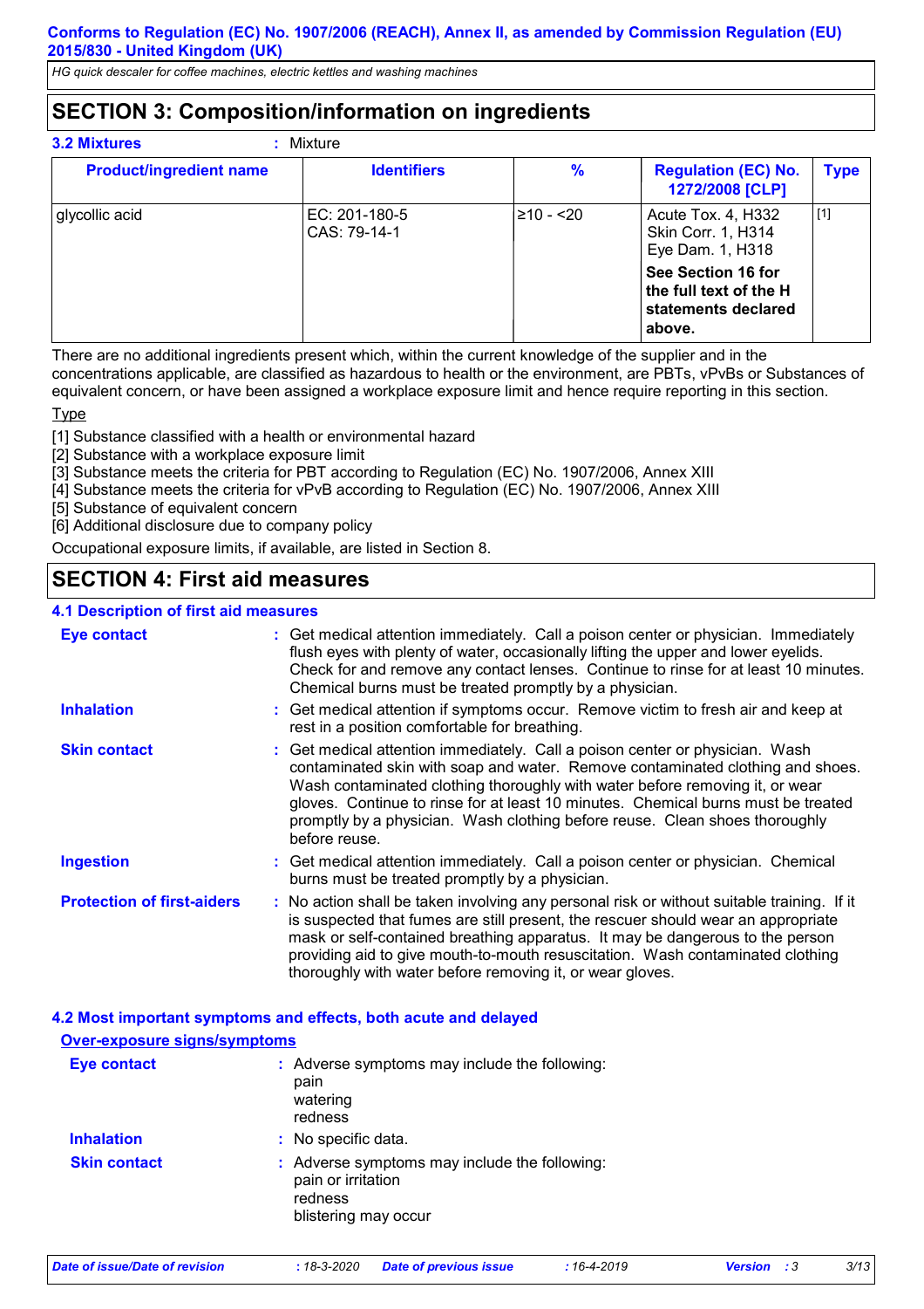## SECTION 3: Composition/information on ingredients

**3.2 Mixtures** : Mixture

| Product/ingredient name | Identifiers | % | Regulation (EC) No. 1272/2008 [CLP] | Type |
|---|---|---|---|---|
| glycollic acid | EC: 201-180-5<br>CAS: 79-14-1 | ≥10 - <20 | Acute Tox. 4, H332<br>Skin Corr. 1, H314<br>Eye Dam. 1, H318<br>**See Section 16 for the full text of the H statements declared above.** | [1] |

There are no additional ingredients present which, within the current knowledge of the supplier and in the concentrations applicable, are classified as hazardous to health or the environment, are PBTs, vPvBs or Substances of equivalent concern, or have been assigned a workplace exposure limit and hence require reporting in this section.

Type

[1] Substance classified with a health or environmental hazard
[2] Substance with a workplace exposure limit
[3] Substance meets the criteria for PBT according to Regulation (EC) No. 1907/2006, Annex XIII
[4] Substance meets the criteria for vPvB according to Regulation (EC) No. 1907/2006, Annex XIII
[5] Substance of equivalent concern
[6] Additional disclosure due to company policy

Occupational exposure limits, if available, are listed in Section 8.

## SECTION 4: First aid measures

### 4.1 Description of first aid measures

**Eye contact** : Get medical attention immediately. Call a poison center or physician. Immediately flush eyes with plenty of water, occasionally lifting the upper and lower eyelids. Check for and remove any contact lenses. Continue to rinse for at least 10 minutes. Chemical burns must be treated promptly by a physician.

**Inhalation** : Get medical attention if symptoms occur. Remove victim to fresh air and keep at rest in a position comfortable for breathing.

**Skin contact** : Get medical attention immediately. Call a poison center or physician. Wash contaminated skin with soap and water. Remove contaminated clothing and shoes. Wash contaminated clothing thoroughly with water before removing it, or wear gloves. Continue to rinse for at least 10 minutes. Chemical burns must be treated promptly by a physician. Wash clothing before reuse. Clean shoes thoroughly before reuse.

**Ingestion** : Get medical attention immediately. Call a poison center or physician. Chemical burns must be treated promptly by a physician.

**Protection of first-aiders** : No action shall be taken involving any personal risk or without suitable training. If it is suspected that fumes are still present, the rescuer should wear an appropriate mask or self-contained breathing apparatus. It may be dangerous to the person providing aid to give mouth-to-mouth resuscitation. Wash contaminated clothing thoroughly with water before removing it, or wear gloves.

### 4.2 Most important symptoms and effects, both acute and delayed

**Over-exposure signs/symptoms**

**Eye contact** : Adverse symptoms may include the following:
pain
watering
redness

**Inhalation** : No specific data.

**Skin contact** : Adverse symptoms may include the following:
pain or irritation
redness
blistering may occur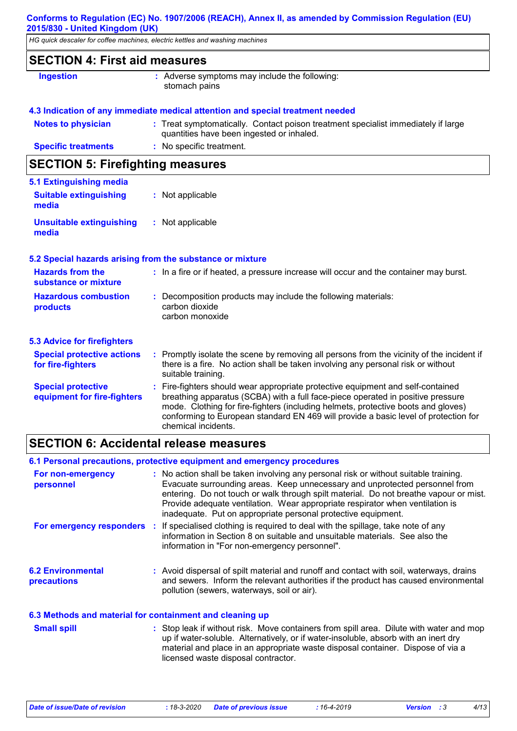## SECTION 4: First aid measures

**Ingestion** : Adverse symptoms may include the following:
stomach pains

### 4.3 Indication of any immediate medical attention and special treatment needed

**Notes to physician** : Treat symptomatically. Contact poison treatment specialist immediately if large quantities have been ingested or inhaled.

**Specific treatments** : No specific treatment.

## SECTION 5: Firefighting measures

### 5.1 Extinguishing media

**Suitable extinguishing media** : Not applicable

**Unsuitable extinguishing media** : Not applicable

### 5.2 Special hazards arising from the substance or mixture

**Hazards from the substance or mixture** : In a fire or if heated, a pressure increase will occur and the container may burst.

**Hazardous combustion products** : Decomposition products may include the following materials:
carbon dioxide
carbon monoxide

### 5.3 Advice for firefighters

**Special protective actions for fire-fighters** : Promptly isolate the scene by removing all persons from the vicinity of the incident if there is a fire. No action shall be taken involving any personal risk or without suitable training.

**Special protective equipment for fire-fighters** : Fire-fighters should wear appropriate protective equipment and self-contained breathing apparatus (SCBA) with a full face-piece operated in positive pressure mode. Clothing for fire-fighters (including helmets, protective boots and gloves) conforming to European standard EN 469 will provide a basic level of protection for chemical incidents.

## SECTION 6: Accidental release measures

### 6.1 Personal precautions, protective equipment and emergency procedures

**For non-emergency personnel** : No action shall be taken involving any personal risk or without suitable training. Evacuate surrounding areas. Keep unnecessary and unprotected personnel from entering. Do not touch or walk through spilt material. Do not breathe vapour or mist. Provide adequate ventilation. Wear appropriate respirator when ventilation is inadequate. Put on appropriate personal protective equipment.

**For emergency responders** : If specialised clothing is required to deal with the spillage, take note of any information in Section 8 on suitable and unsuitable materials. See also the information in "For non-emergency personnel".

### 6.2 Environmental precautions

: Avoid dispersal of spilt material and runoff and contact with soil, waterways, drains and sewers. Inform the relevant authorities if the product has caused environmental pollution (sewers, waterways, soil or air).

### 6.3 Methods and material for containment and cleaning up

**Small spill** : Stop leak if without risk. Move containers from spill area. Dilute with water and mop up if water-soluble. Alternatively, or if water-insoluble, absorb with an inert dry material and place in an appropriate waste disposal container. Dispose of via a licensed waste disposal contractor.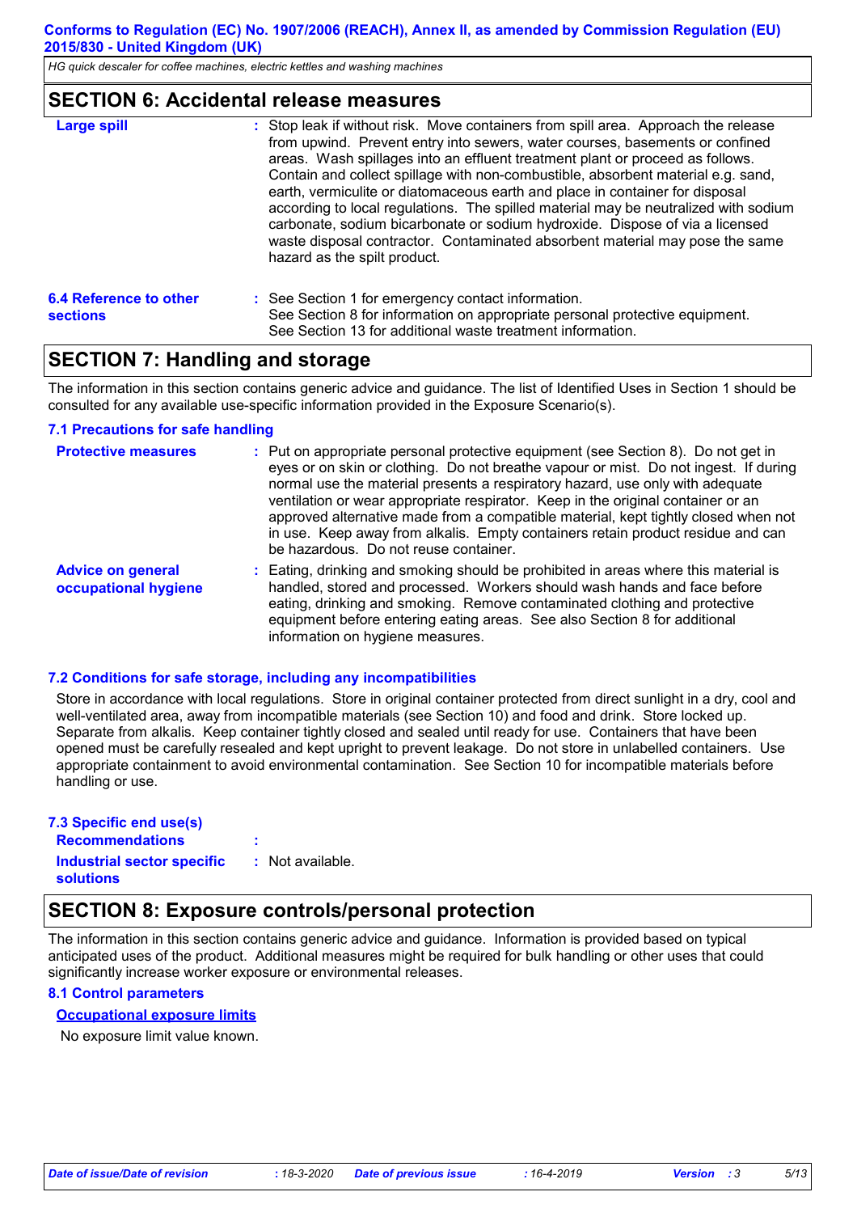## SECTION 6: Accidental release measures

| | |
|---|---|
| **Large spill** | Stop leak if without risk. Move containers from spill area. Approach the release from upwind. Prevent entry into sewers, water courses, basements or confined areas. Wash spillages into an effluent treatment plant or proceed as follows. Contain and collect spillage with non-combustible, absorbent material e.g. sand, earth, vermiculite or diatomaceous earth and place in container for disposal according to local regulations. The spilled material may be neutralized with sodium carbonate, sodium bicarbonate or sodium hydroxide. Dispose of via a licensed waste disposal contractor. Contaminated absorbent material may pose the same hazard as the spilt product. |
| **6.4 Reference to other sections** | See Section 1 for emergency contact information.<br>See Section 8 for information on appropriate personal protective equipment.<br>See Section 13 for additional waste treatment information. |

## SECTION 7: Handling and storage

The information in this section contains generic advice and guidance. The list of Identified Uses in Section 1 should be consulted for any available use-specific information provided in the Exposure Scenario(s).

### 7.1 Precautions for safe handling

| | |
|---|---|
| **Protective measures** | Put on appropriate personal protective equipment (see Section 8). Do not get in eyes or on skin or clothing. Do not breathe vapour or mist. Do not ingest. If during normal use the material presents a respiratory hazard, use only with adequate ventilation or wear appropriate respirator. Keep in the original container or an approved alternative made from a compatible material, kept tightly closed when not in use. Keep away from alkalis. Empty containers retain product residue and can be hazardous. Do not reuse container. |
| **Advice on general occupational hygiene** | Eating, drinking and smoking should be prohibited in areas where this material is handled, stored and processed. Workers should wash hands and face before eating, drinking and smoking. Remove contaminated clothing and protective equipment before entering eating areas. See also Section 8 for additional information on hygiene measures. |

### 7.2 Conditions for safe storage, including any incompatibilities

Store in accordance with local regulations. Store in original container protected from direct sunlight in a dry, cool and well-ventilated area, away from incompatible materials (see Section 10) and food and drink. Store locked up. Separate from alkalis. Keep container tightly closed and sealed until ready for use. Containers that have been opened must be carefully resealed and kept upright to prevent leakage. Do not store in unlabelled containers. Use appropriate containment to avoid environmental contamination. See Section 10 for incompatible materials before handling or use.

### 7.3 Specific end use(s)

| | |
|---|---|
| **Recommendations** | |
| **Industrial sector specific solutions** | Not available. |

## SECTION 8: Exposure controls/personal protection

The information in this section contains generic advice and guidance. Information is provided based on typical anticipated uses of the product. Additional measures might be required for bulk handling or other uses that could significantly increase worker exposure or environmental releases.

### 8.1 Control parameters

**Occupational exposure limits**

No exposure limit value known.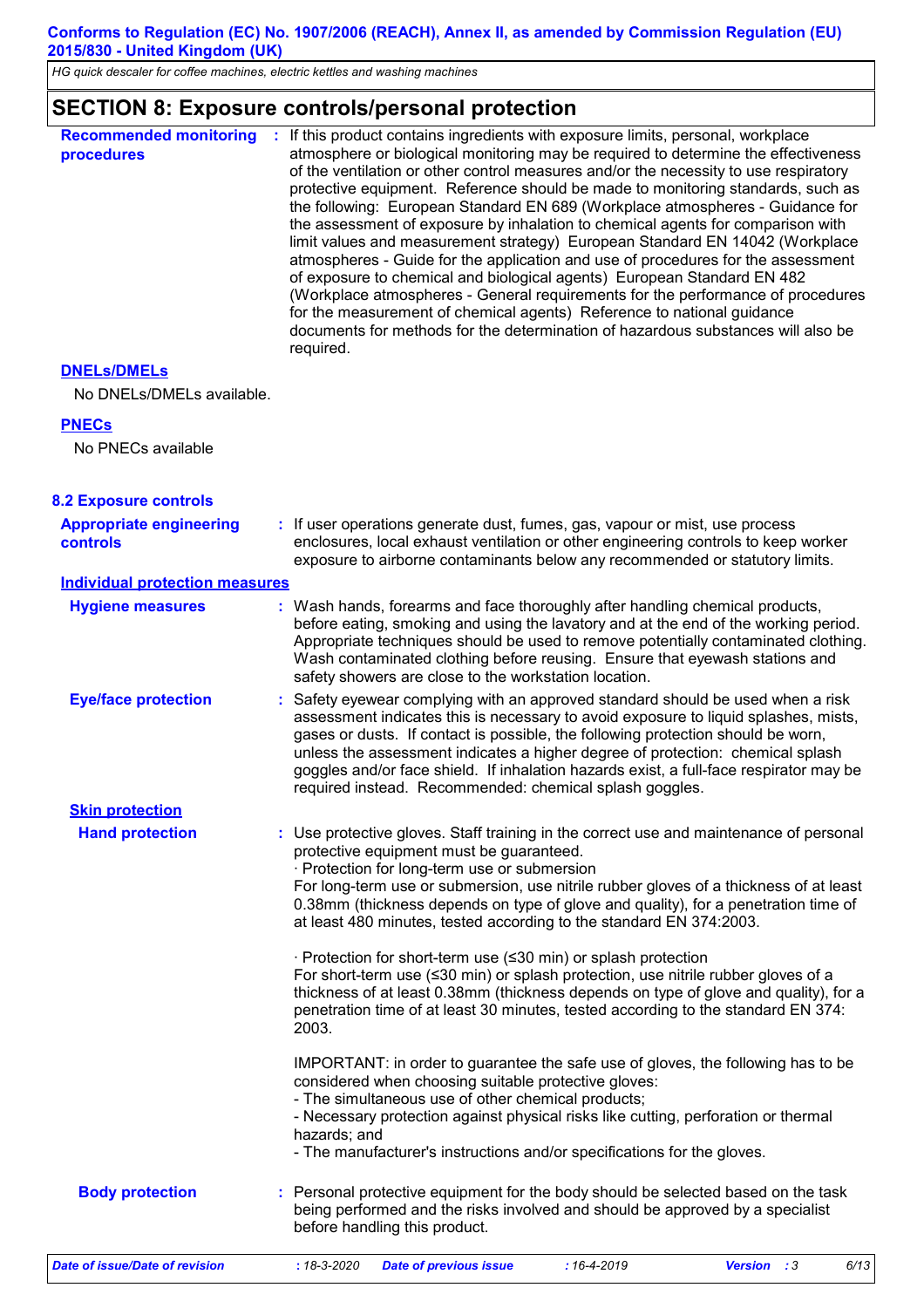## SECTION 8: Exposure controls/personal protection

**Recommended monitoring procedures** : If this product contains ingredients with exposure limits, personal, workplace atmosphere or biological monitoring may be required to determine the effectiveness of the ventilation or other control measures and/or the necessity to use respiratory protective equipment. Reference should be made to monitoring standards, such as the following: European Standard EN 689 (Workplace atmospheres - Guidance for the assessment of exposure by inhalation to chemical agents for comparison with limit values and measurement strategy) European Standard EN 14042 (Workplace atmospheres - Guide for the application and use of procedures for the assessment of exposure to chemical and biological agents) European Standard EN 482 (Workplace atmospheres - General requirements for the performance of procedures for the measurement of chemical agents) Reference to national guidance documents for methods for the determination of hazardous substances will also be required.

**DNELs/DMELs**

No DNELs/DMELs available.

**PNECs**

No PNECs available

### 8.2 Exposure controls

**Appropriate engineering controls** : If user operations generate dust, fumes, gas, vapour or mist, use process enclosures, local exhaust ventilation or other engineering controls to keep worker exposure to airborne contaminants below any recommended or statutory limits.

**Individual protection measures**

**Hygiene measures** : Wash hands, forearms and face thoroughly after handling chemical products, before eating, smoking and using the lavatory and at the end of the working period. Appropriate techniques should be used to remove potentially contaminated clothing. Wash contaminated clothing before reusing. Ensure that eyewash stations and safety showers are close to the workstation location.

**Eye/face protection** : Safety eyewear complying with an approved standard should be used when a risk assessment indicates this is necessary to avoid exposure to liquid splashes, mists, gases or dusts. If contact is possible, the following protection should be worn, unless the assessment indicates a higher degree of protection: chemical splash goggles and/or face shield. If inhalation hazards exist, a full-face respirator may be required instead. Recommended: chemical splash goggles.

**Skin protection**

**Hand protection** : Use protective gloves. Staff training in the correct use and maintenance of personal protective equipment must be guaranteed.
· Protection for long-term use or submersion
For long-term use or submersion, use nitrile rubber gloves of a thickness of at least 0.38mm (thickness depends on type of glove and quality), for a penetration time of at least 480 minutes, tested according to the standard EN 374:2003.

· Protection for short-term use (≤30 min) or splash protection
For short-term use (≤30 min) or splash protection, use nitrile rubber gloves of a thickness of at least 0.38mm (thickness depends on type of glove and quality), for a penetration time of at least 30 minutes, tested according to the standard EN 374: 2003.

IMPORTANT: in order to guarantee the safe use of gloves, the following has to be considered when choosing suitable protective gloves:
- The simultaneous use of other chemical products;
- Necessary protection against physical risks like cutting, perforation or thermal hazards; and
- The manufacturer's instructions and/or specifications for the gloves.

**Body protection** : Personal protective equipment for the body should be selected based on the task being performed and the risks involved and should be approved by a specialist before handling this product.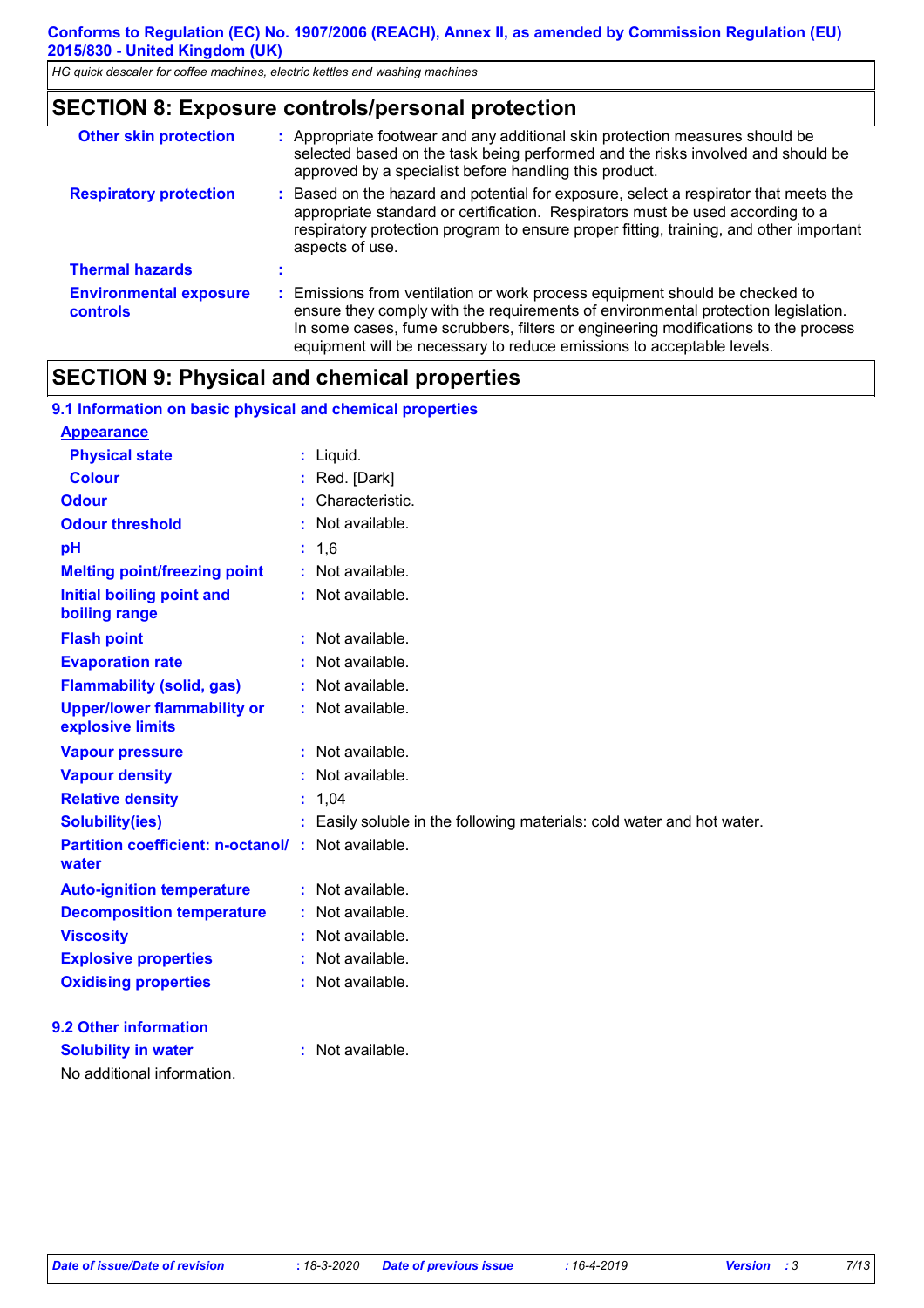## SECTION 8: Exposure controls/personal protection

| | |
|---|---|
| **Other skin protection** | : Appropriate footwear and any additional skin protection measures should be selected based on the task being performed and the risks involved and should be approved by a specialist before handling this product. |
| **Respiratory protection** | : Based on the hazard and potential for exposure, select a respirator that meets the appropriate standard or certification. Respirators must be used according to a respiratory protection program to ensure proper fitting, training, and other important aspects of use. |
| **Thermal hazards** | : |
| **Environmental exposure controls** | : Emissions from ventilation or work process equipment should be checked to ensure they comply with the requirements of environmental protection legislation. In some cases, fume scrubbers, filters or engineering modifications to the process equipment will be necessary to reduce emissions to acceptable levels. |

## SECTION 9: Physical and chemical properties

### 9.1 Information on basic physical and chemical properties

**Appearance**

| | |
|---|---|
| **Physical state** | : Liquid. |
| **Colour** | : Red. [Dark] |
| **Odour** | : Characteristic. |
| **Odour threshold** | : Not available. |
| **pH** | : 1,6 |
| **Melting point/freezing point** | : Not available. |
| **Initial boiling point and boiling range** | : Not available. |
| **Flash point** | : Not available. |
| **Evaporation rate** | : Not available. |
| **Flammability (solid, gas)** | : Not available. |
| **Upper/lower flammability or explosive limits** | : Not available. |
| **Vapour pressure** | : Not available. |
| **Vapour density** | : Not available. |
| **Relative density** | : 1,04 |
| **Solubility(ies)** | : Easily soluble in the following materials: cold water and hot water. |
| **Partition coefficient: n-octanol/ water** | : Not available. |
| **Auto-ignition temperature** | : Not available. |
| **Decomposition temperature** | : Not available. |
| **Viscosity** | : Not available. |
| **Explosive properties** | : Not available. |
| **Oxidising properties** | : Not available. |

### 9.2 Other information

| | |
|---|---|
| **Solubility in water** | : Not available. |

No additional information.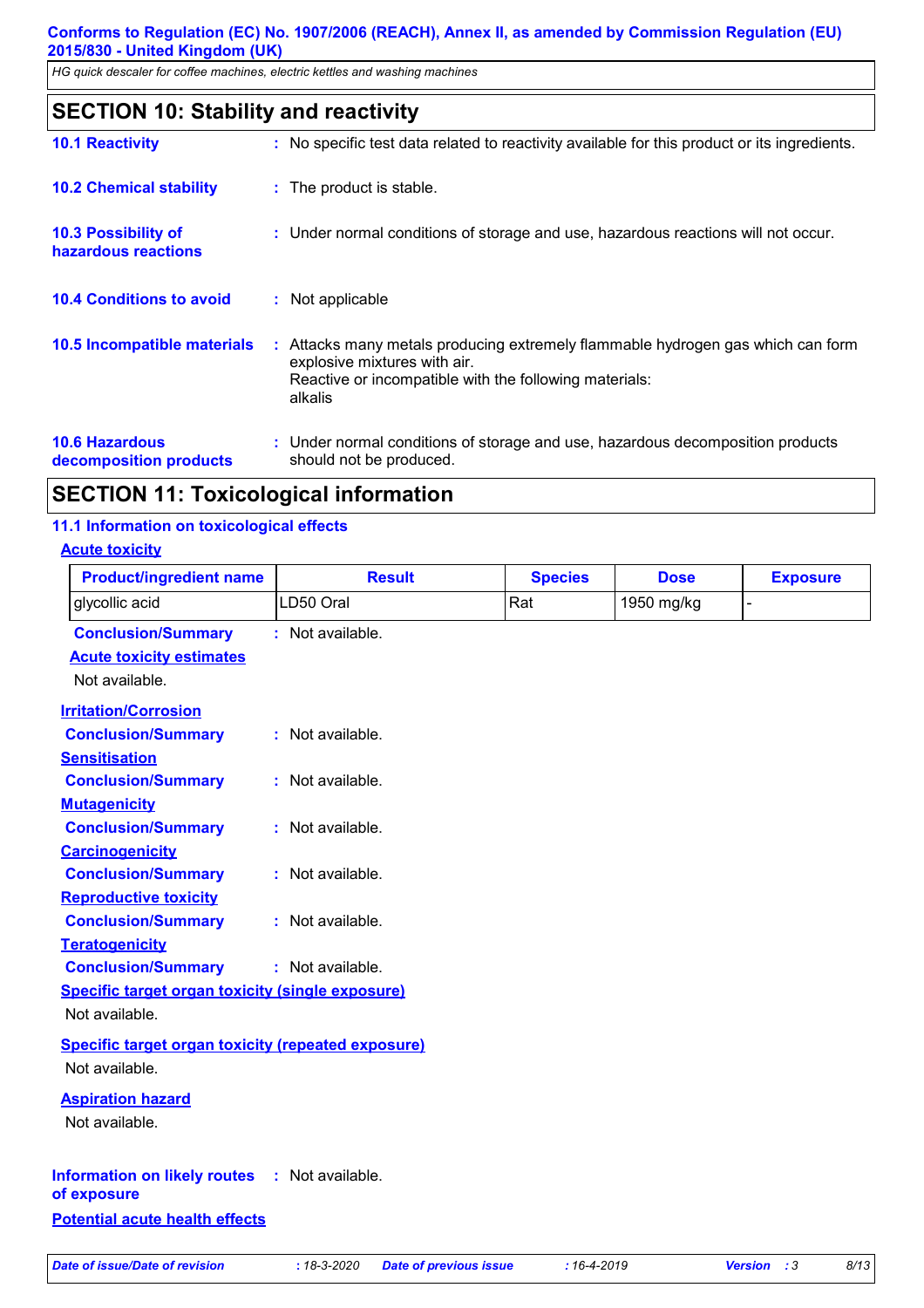## SECTION 10: Stability and reactivity

**10.1 Reactivity** : No specific test data related to reactivity available for this product or its ingredients.

**10.2 Chemical stability** : The product is stable.

**10.3 Possibility of hazardous reactions** : Under normal conditions of storage and use, hazardous reactions will not occur.

**10.4 Conditions to avoid** : Not applicable

**10.5 Incompatible materials** : Attacks many metals producing extremely flammable hydrogen gas which can form explosive mixtures with air.
Reactive or incompatible with the following materials:
alkalis

**10.6 Hazardous decomposition products** : Under normal conditions of storage and use, hazardous decomposition products should not be produced.

## SECTION 11: Toxicological information

### 11.1 Information on toxicological effects

**Acute toxicity**

| Product/ingredient name | Result | Species | Dose | Exposure |
|---|---|---|---|---|
| glycollic acid | LD50 Oral | Rat | 1950 mg/kg | - |

**Conclusion/Summary** : Not available.

**Acute toxicity estimates**

Not available.

**Irritation/Corrosion**

**Conclusion/Summary** : Not available.

**Sensitisation**

**Conclusion/Summary** : Not available.

**Mutagenicity**

**Conclusion/Summary** : Not available.

**Carcinogenicity**

**Conclusion/Summary** : Not available.

**Reproductive toxicity**

**Conclusion/Summary** : Not available.

**Teratogenicity**

**Conclusion/Summary** : Not available.

**Specific target organ toxicity (single exposure)**

Not available.

**Specific target organ toxicity (repeated exposure)**

Not available.

**Aspiration hazard**

Not available.

**Information on likely routes of exposure** : Not available.

**Potential acute health effects**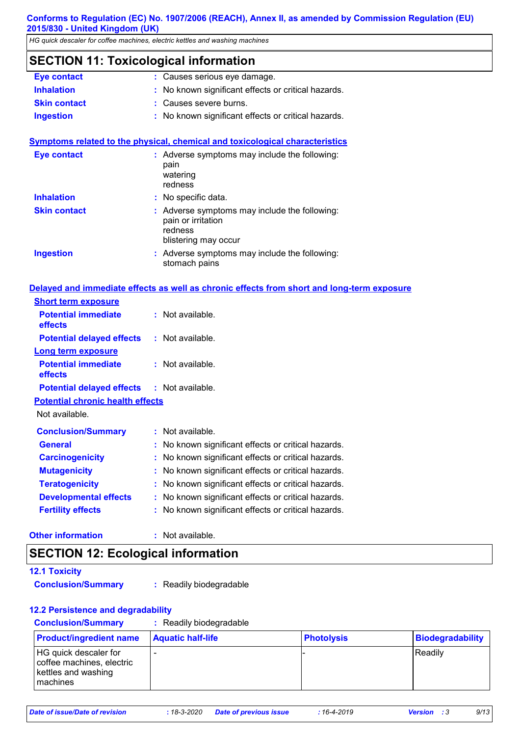## SECTION 11: Toxicological information

**Eye contact** : Causes serious eye damage.

**Inhalation** : No known significant effects or critical hazards.

**Skin contact** : Causes severe burns.

**Ingestion** : No known significant effects or critical hazards.

### Symptoms related to the physical, chemical and toxicological characteristics

**Eye contact** : Adverse symptoms may include the following:
pain
watering
redness

**Inhalation** : No specific data.

**Skin contact** : Adverse symptoms may include the following:
pain or irritation
redness
blistering may occur

**Ingestion** : Adverse symptoms may include the following:
stomach pains

### Delayed and immediate effects as well as chronic effects from short and long-term exposure

**Short term exposure**

**Potential immediate effects** : Not available.

**Potential delayed effects** : Not available.

**Long term exposure**

**Potential immediate effects** : Not available.

**Potential delayed effects** : Not available.

**Potential chronic health effects**

Not available.

**Conclusion/Summary** : Not available.

**General** : No known significant effects or critical hazards.

**Carcinogenicity** : No known significant effects or critical hazards.

**Mutagenicity** : No known significant effects or critical hazards.

**Teratogenicity** : No known significant effects or critical hazards.

**Developmental effects** : No known significant effects or critical hazards.

**Fertility effects** : No known significant effects or critical hazards.

**Other information** : Not available.

## SECTION 12: Ecological information

### 12.1 Toxicity

**Conclusion/Summary** : Readily biodegradable

### 12.2 Persistence and degradability

**Conclusion/Summary** : Readily biodegradable

| Product/ingredient name | Aquatic half-life | Photolysis | Biodegradability |
|---|---|---|---|
| HG quick descaler for coffee machines, electric kettles and washing machines | - | - | Readily |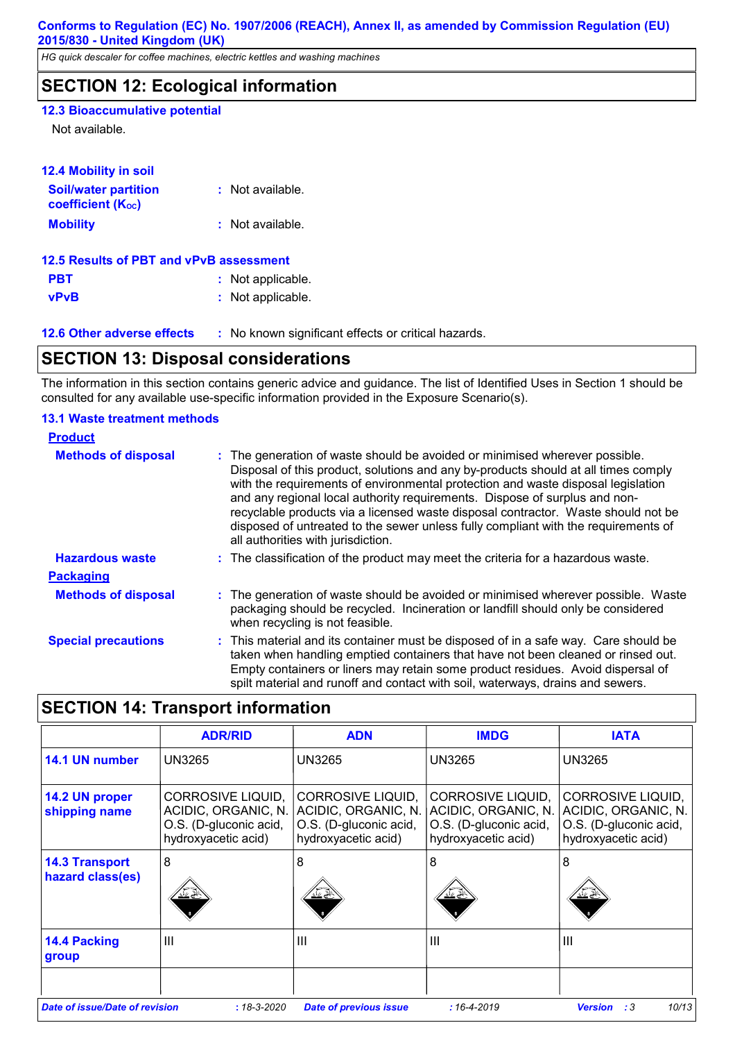## SECTION 12: Ecological information

### 12.3 Bioaccumulative potential

Not available.

### 12.4 Mobility in soil

**Soil/water partition coefficient ($K_{OC}$)** : Not available.

**Mobility** : Not available.

### 12.5 Results of PBT and vPvB assessment

**PBT** : Not applicable.

**vPvB** : Not applicable.

### 12.6 Other adverse effects

: No known significant effects or critical hazards.

## SECTION 13: Disposal considerations

The information in this section contains generic advice and guidance. The list of Identified Uses in Section 1 should be consulted for any available use-specific information provided in the Exposure Scenario(s).

### 13.1 Waste treatment methods

**Product**

**Methods of disposal** : The generation of waste should be avoided or minimised wherever possible. Disposal of this product, solutions and any by-products should at all times comply with the requirements of environmental protection and waste disposal legislation and any regional local authority requirements. Dispose of surplus and non-recyclable products via a licensed waste disposal contractor. Waste should not be disposed of untreated to the sewer unless fully compliant with the requirements of all authorities with jurisdiction.

**Hazardous waste** : The classification of the product may meet the criteria for a hazardous waste.

**Packaging**

**Methods of disposal** : The generation of waste should be avoided or minimised wherever possible. Waste packaging should be recycled. Incineration or landfill should only be considered when recycling is not feasible.

**Special precautions** : This material and its container must be disposed of in a safe way. Care should be taken when handling emptied containers that have not been cleaned or rinsed out. Empty containers or liners may retain some product residues. Avoid dispersal of spilt material and runoff and contact with soil, waterways, drains and sewers.

## SECTION 14: Transport information

| | ADR/RID | ADN | IMDG | IATA |
|---|---|---|---|---|
| **14.1 UN number** | UN3265 | UN3265 | UN3265 | UN3265 |
| **14.2 UN proper shipping name** | CORROSIVE LIQUID, ACIDIC, ORGANIC, N.O.S. (D-gluconic acid, hydroxyacetic acid) | CORROSIVE LIQUID, ACIDIC, ORGANIC, N.O.S. (D-gluconic acid, hydroxyacetic acid) | CORROSIVE LIQUID, ACIDIC, ORGANIC, N.O.S. (D-gluconic acid, hydroxyacetic acid) | CORROSIVE LIQUID, ACIDIC, ORGANIC, N.O.S. (D-gluconic acid, hydroxyacetic acid) |
| **14.3 Transport hazard class(es)** | 8 | 8 | 8 | 8 |
| **14.4 Packing group** | III | III | III | III |
| | | | | |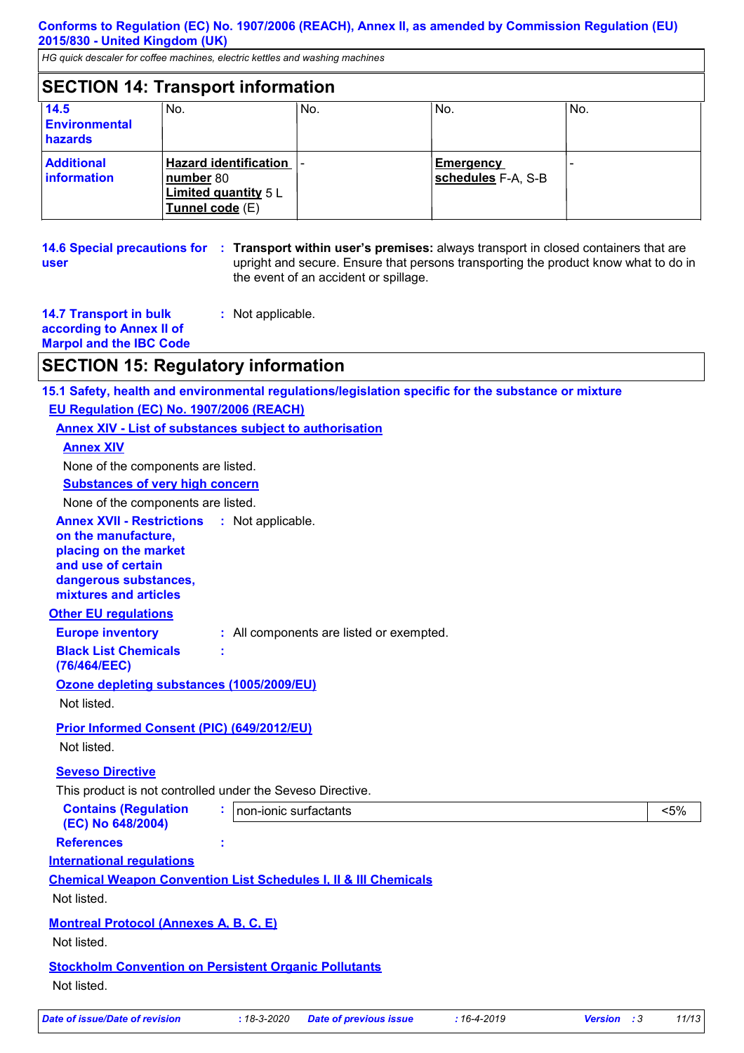## SECTION 14: Transport information

| | | | | |
|---|---|---|---|---|
| **14.5 Environmental hazards** | No. | No. | No. | No. |
| **Additional information** | **Hazard identification number** 80<br>**Limited quantity** 5 L<br>**Tunnel code** (E) | - | **Emergency schedules** F-A, S-B | - |

**14.6 Special precautions for user** : **Transport within user's premises:** always transport in closed containers that are upright and secure. Ensure that persons transporting the product know what to do in the event of an accident or spillage.

**14.7 Transport in bulk according to Annex II of Marpol and the IBC Code** : Not applicable.

## SECTION 15: Regulatory information

### 15.1 Safety, health and environmental regulations/legislation specific for the substance or mixture

**EU Regulation (EC) No. 1907/2006 (REACH)**

**Annex XIV - List of substances subject to authorisation**

**Annex XIV**

None of the components are listed.

**Substances of very high concern**

None of the components are listed.

**Annex XVII - Restrictions on the manufacture, placing on the market and use of certain dangerous substances, mixtures and articles** : Not applicable.

**Other EU regulations**

**Europe inventory** : All components are listed or exempted.

**Black List Chemicals (76/464/EEC)** :

**Ozone depleting substances (1005/2009/EU)**

Not listed.

**Prior Informed Consent (PIC) (649/2012/EU)**

Not listed.

**Seveso Directive**

This product is not controlled under the Seveso Directive.

**Contains (Regulation (EC) No 648/2004)** :

| | |
|---|---|
| non-ionic surfactants | <5% |

**References** :

**International regulations**

**Chemical Weapon Convention List Schedules I, II & III Chemicals**

Not listed.

**Montreal Protocol (Annexes A, B, C, E)**

Not listed.

**Stockholm Convention on Persistent Organic Pollutants**

Not listed.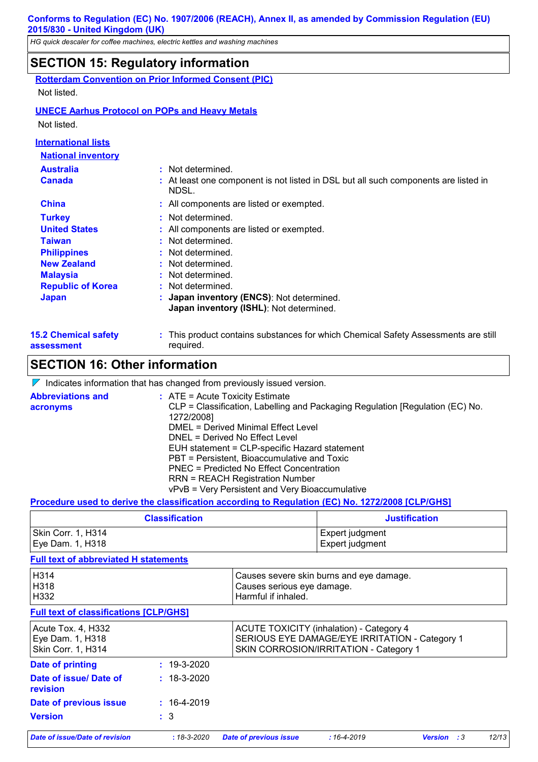## SECTION 15: Regulatory information

**Rotterdam Convention on Prior Informed Consent (PIC)**

Not listed.

**UNECE Aarhus Protocol on POPs and Heavy Metals**

Not listed.

**International lists**

**National inventory**

| | |
|---|---|
| **Australia** | : Not determined. |
| **Canada** | : At least one component is not listed in DSL but all such components are listed in NDSL. |
| **China** | : All components are listed or exempted. |
| **Turkey** | : Not determined. |
| **United States** | : All components are listed or exempted. |
| **Taiwan** | : Not determined. |
| **Philippines** | : Not determined. |
| **New Zealand** | : Not determined. |
| **Malaysia** | : Not determined. |
| **Republic of Korea** | : Not determined. |
| **Japan** | : **Japan inventory (ENCS)**: Not determined. **Japan inventory (ISHL)**: Not determined. |

**15.2 Chemical safety assessment** : This product contains substances for which Chemical Safety Assessments are still required.

## SECTION 16: Other information

Indicates information that has changed from previously issued version.

**Abbreviations and acronyms** : ATE = Acute Toxicity Estimate
CLP = Classification, Labelling and Packaging Regulation [Regulation (EC) No. 1272/2008]
DMEL = Derived Minimal Effect Level
DNEL = Derived No Effect Level
EUH statement = CLP-specific Hazard statement
PBT = Persistent, Bioaccumulative and Toxic
PNEC = Predicted No Effect Concentration
RRN = REACH Registration Number
vPvB = Very Persistent and Very Bioaccumulative

**Procedure used to derive the classification according to Regulation (EC) No. 1272/2008 [CLP/GHS]**

| Classification | Justification |
|---|---|
| Skin Corr. 1, H314 | Expert judgment |
| Eye Dam. 1, H318 | Expert judgment |

**Full text of abbreviated H statements**

| | |
|---|---|
| H314 | Causes severe skin burns and eye damage. |
| H318 | Causes serious eye damage. |
| H332 | Harmful if inhaled. |

**Full text of classifications [CLP/GHS]**

| | |
|---|---|
| Acute Tox. 4, H332 | ACUTE TOXICITY (inhalation) - Category 4 |
| Eye Dam. 1, H318 | SERIOUS EYE DAMAGE/EYE IRRITATION - Category 1 |
| Skin Corr. 1, H314 | SKIN CORROSION/IRRITATION - Category 1 |

| | |
|---|---|
| **Date of printing** | : 19-3-2020 |
| **Date of issue/ Date of revision** | : 18-3-2020 |
| **Date of previous issue** | : 16-4-2019 |
| **Version** | : 3 |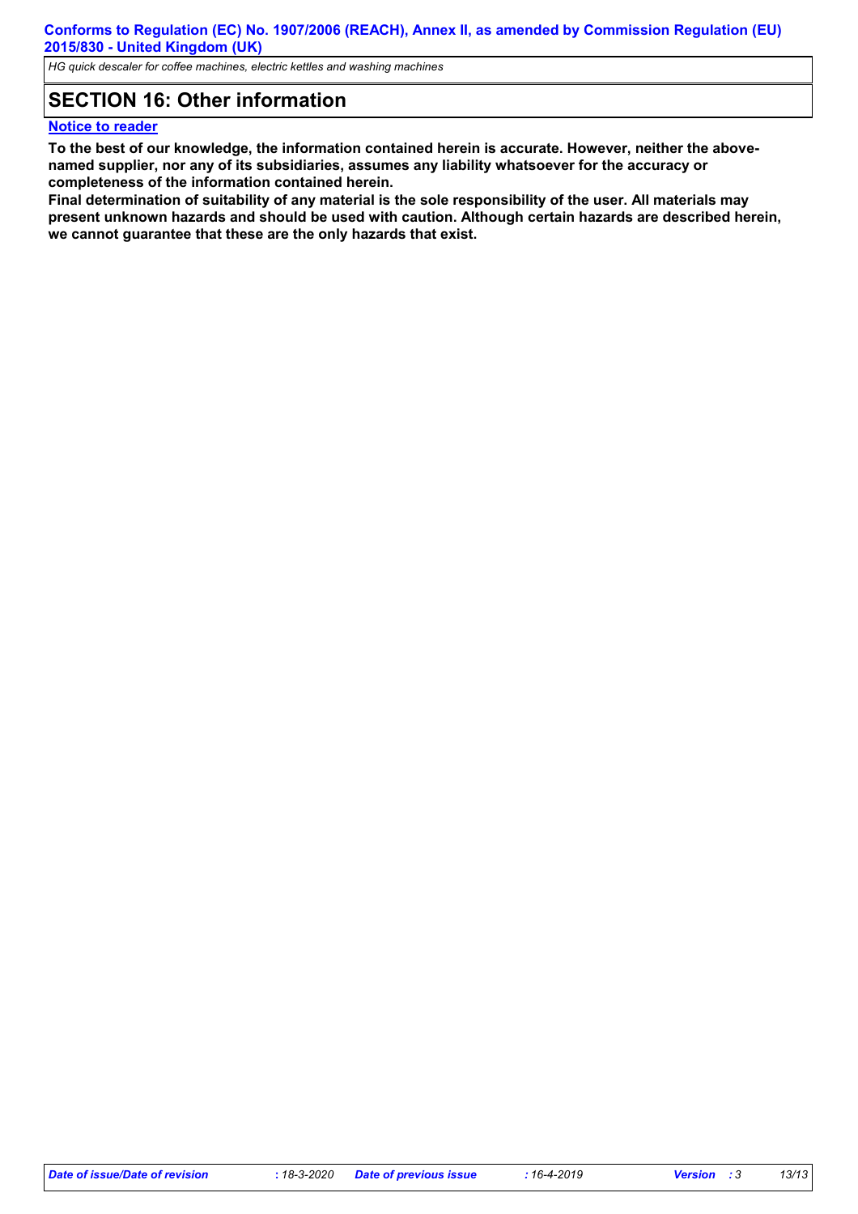## SECTION 16: Other information

**Notice to reader**

**To the best of our knowledge, the information contained herein is accurate. However, neither the above-named supplier, nor any of its subsidiaries, assumes any liability whatsoever for the accuracy or completeness of the information contained herein.**

**Final determination of suitability of any material is the sole responsibility of the user. All materials may present unknown hazards and should be used with caution. Although certain hazards are described herein, we cannot guarantee that these are the only hazards that exist.**